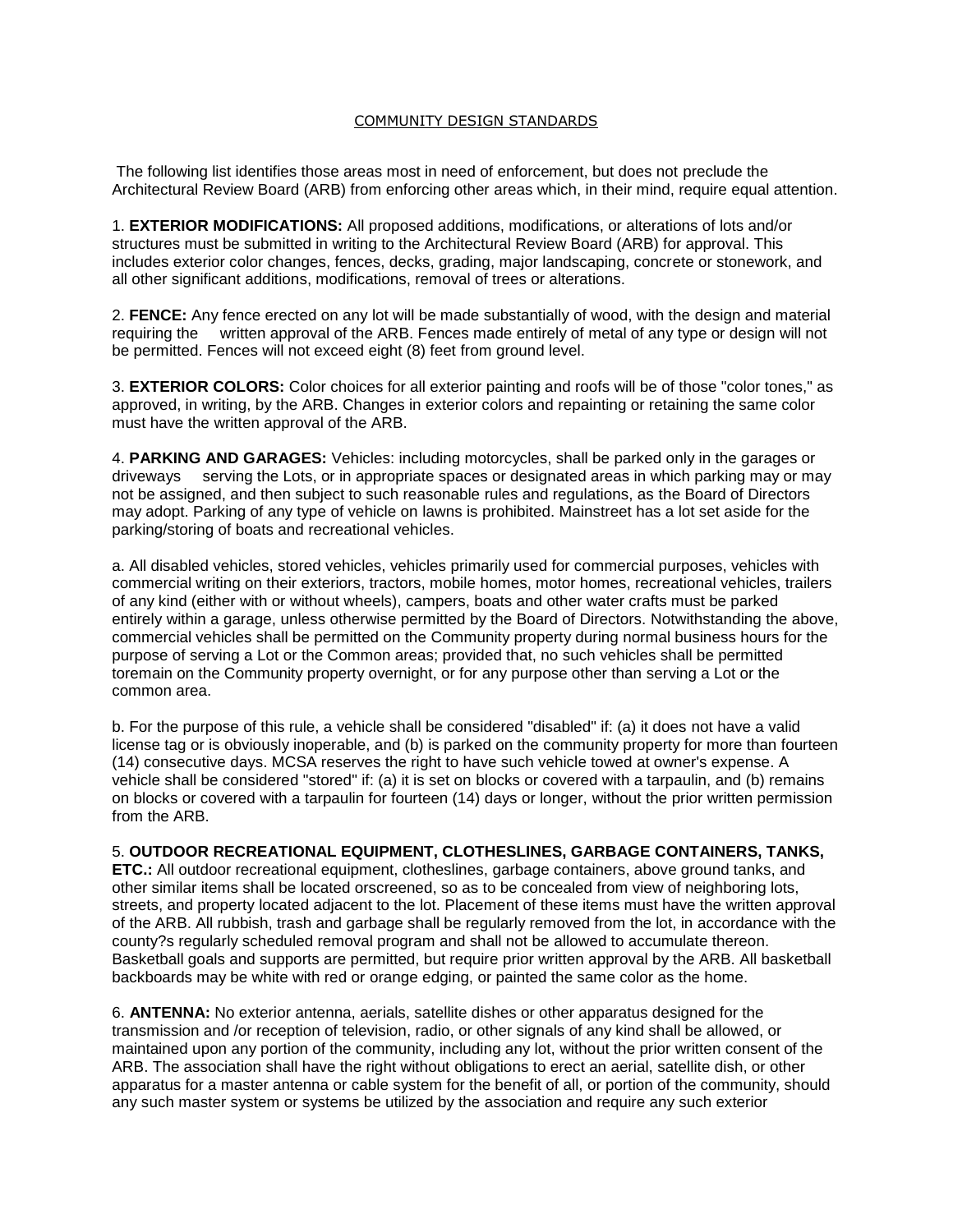# COMMUNITY DESIGN STANDARDS

The following list identifies those areas most in need of enforcement, but does not preclude the Architectural Review Board (ARB) from enforcing other areas which, in their mind, require equal attention.

1. **EXTERIOR MODIFICATIONS:** All proposed additions, modifications, or alterations of lots and/or structures must be submitted in writing to the Architectural Review Board (ARB) for approval. This includes exterior color changes, fences, decks, grading, major landscaping, concrete or stonework, and all other significant additions, modifications, removal of trees or alterations.

2. **FENCE:** Any fence erected on any lot will be made substantially of wood, with the design and material requiring the written approval of the ARB. Fences made entirely of metal of any type or design will not be permitted. Fences will not exceed eight (8) feet from ground level.

3. **EXTERIOR COLORS:** Color choices for all exterior painting and roofs will be of those "color tones," as approved, in writing, by the ARB. Changes in exterior colors and repainting or retaining the same color must have the written approval of the ARB.

4. **PARKING AND GARAGES:** Vehicles: including motorcycles, shall be parked only in the garages or driveways serving the Lots, or in appropriate spaces or designated areas in which parking may or may not be assigned, and then subject to such reasonable rules and regulations, as the Board of Directors may adopt. Parking of any type of vehicle on lawns is prohibited. Mainstreet has a lot set aside for the parking/storing of boats and recreational vehicles.

a. All disabled vehicles, stored vehicles, vehicles primarily used for commercial purposes, vehicles with commercial writing on their exteriors, tractors, mobile homes, motor homes, recreational vehicles, trailers of any kind (either with or without wheels), campers, boats and other water crafts must be parked entirely within a garage, unless otherwise permitted by the Board of Directors. Notwithstanding the above, commercial vehicles shall be permitted on the Community property during normal business hours for the purpose of serving a Lot or the Common areas; provided that, no such vehicles shall be permitted toremain on the Community property overnight, or for any purpose other than serving a Lot or the common area.

b. For the purpose of this rule, a vehicle shall be considered "disabled" if: (a) it does not have a valid license tag or is obviously inoperable, and (b) is parked on the community property for more than fourteen (14) consecutive days. MCSA reserves the right to have such vehicle towed at owner's expense. A vehicle shall be considered "stored" if: (a) it is set on blocks or covered with a tarpaulin, and (b) remains on blocks or covered with a tarpaulin for fourteen (14) days or longer, without the prior written permission from the ARB.

5. **OUTDOOR RECREATIONAL EQUIPMENT, CLOTHESLINES, GARBAGE CONTAINERS, TANKS, ETC.:** All outdoor recreational equipment, clotheslines, garbage containers, above ground tanks, and other similar items shall be located orscreened, so as to be concealed from view of neighboring lots, streets, and property located adjacent to the lot. Placement of these items must have the written approval of the ARB. All rubbish, trash and garbage shall be regularly removed from the lot, in accordance with the county?s regularly scheduled removal program and shall not be allowed to accumulate thereon. Basketball goals and supports are permitted, but require prior written approval by the ARB. All basketball backboards may be white with red or orange edging, or painted the same color as the home.

6. **ANTENNA:** No exterior antenna, aerials, satellite dishes or other apparatus designed for the transmission and /or reception of television, radio, or other signals of any kind shall be allowed, or maintained upon any portion of the community, including any lot, without the prior written consent of the ARB. The association shall have the right without obligations to erect an aerial, satellite dish, or other apparatus for a master antenna or cable system for the benefit of all, or portion of the community, should any such master system or systems be utilized by the association and require any such exterior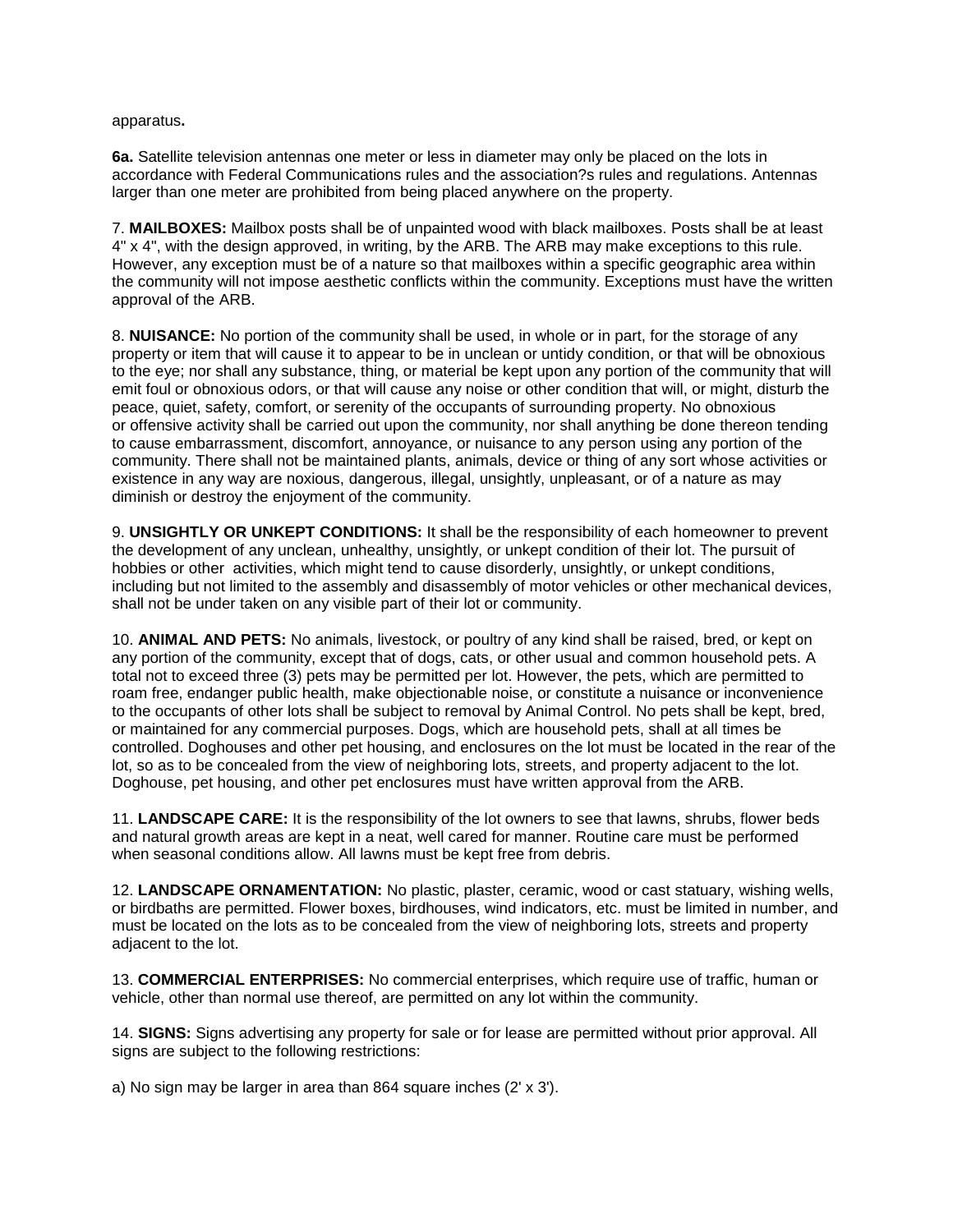apparatus**.**

**6a.** Satellite television antennas one meter or less in diameter may only be placed on the lots in accordance with Federal Communications rules and the association?s rules and regulations. Antennas larger than one meter are prohibited from being placed anywhere on the property.

7. **MAILBOXES:** Mailbox posts shall be of unpainted wood with black mailboxes. Posts shall be at least 4" x 4", with the design approved, in writing, by the ARB. The ARB may make exceptions to this rule. However, any exception must be of a nature so that mailboxes within a specific geographic area within the community will not impose aesthetic conflicts within the community. Exceptions must have the written approval of the ARB.

8. **NUISANCE:** No portion of the community shall be used, in whole or in part, for the storage of any property or item that will cause it to appear to be in unclean or untidy condition, or that will be obnoxious to the eye; nor shall any substance, thing, or material be kept upon any portion of the community that will emit foul or obnoxious odors, or that will cause any noise or other condition that will, or might, disturb the peace, quiet, safety, comfort, or serenity of the occupants of surrounding property. No obnoxious or offensive activity shall be carried out upon the community, nor shall anything be done thereon tending to cause embarrassment, discomfort, annoyance, or nuisance to any person using any portion of the community. There shall not be maintained plants, animals, device or thing of any sort whose activities or existence in any way are noxious, dangerous, illegal, unsightly, unpleasant, or of a nature as may diminish or destroy the enjoyment of the community.

9. **UNSIGHTLY OR UNKEPT CONDITIONS:** It shall be the responsibility of each homeowner to prevent the development of any unclean, unhealthy, unsightly, or unkept condition of their lot. The pursuit of hobbies or other activities, which might tend to cause disorderly, unsightly, or unkept conditions, including but not limited to the assembly and disassembly of motor vehicles or other mechanical devices, shall not be under taken on any visible part of their lot or community.

10. **ANIMAL AND PETS:** No animals, livestock, or poultry of any kind shall be raised, bred, or kept on any portion of the community, except that of dogs, cats, or other usual and common household pets. A total not to exceed three (3) pets may be permitted per lot. However, the pets, which are permitted to roam free, endanger public health, make objectionable noise, or constitute a nuisance or inconvenience to the occupants of other lots shall be subject to removal by Animal Control. No pets shall be kept, bred, or maintained for any commercial purposes. Dogs, which are household pets, shall at all times be controlled. Doghouses and other pet housing, and enclosures on the lot must be located in the rear of the lot, so as to be concealed from the view of neighboring lots, streets, and property adjacent to the lot. Doghouse, pet housing, and other pet enclosures must have written approval from the ARB.

11. **LANDSCAPE CARE:** It is the responsibility of the lot owners to see that lawns, shrubs, flower beds and natural growth areas are kept in a neat, well cared for manner. Routine care must be performed when seasonal conditions allow. All lawns must be kept free from debris.

12. **LANDSCAPE ORNAMENTATION:** No plastic, plaster, ceramic, wood or cast statuary, wishing wells, or birdbaths are permitted. Flower boxes, birdhouses, wind indicators, etc. must be limited in number, and must be located on the lots as to be concealed from the view of neighboring lots, streets and property adjacent to the lot.

13. **COMMERCIAL ENTERPRISES:** No commercial enterprises, which require use of traffic, human or vehicle, other than normal use thereof, are permitted on any lot within the community.

14. **SIGNS:** Signs advertising any property for sale or for lease are permitted without prior approval. All signs are subject to the following restrictions:

a) No sign may be larger in area than 864 square inches (2' x 3').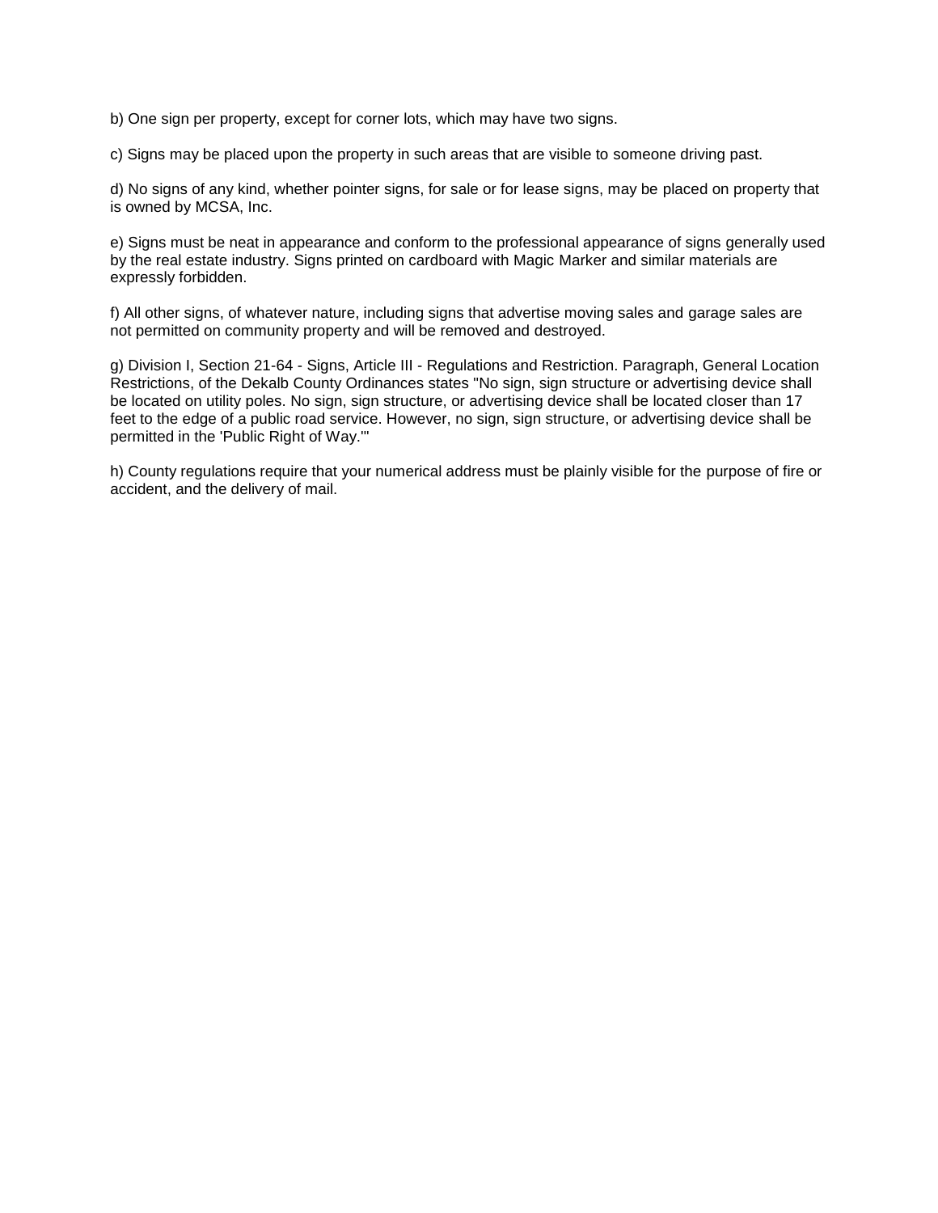b) One sign per property, except for corner lots, which may have two signs.

c) Signs may be placed upon the property in such areas that are visible to someone driving past.

d) No signs of any kind, whether pointer signs, for sale or for lease signs, may be placed on property that is owned by MCSA, Inc.

e) Signs must be neat in appearance and conform to the professional appearance of signs generally used by the real estate industry. Signs printed on cardboard with Magic Marker and similar materials are expressly forbidden.

f) All other signs, of whatever nature, including signs that advertise moving sales and garage sales are not permitted on community property and will be removed and destroyed.

g) Division I, Section 21-64 - Signs, Article III - Regulations and Restriction. Paragraph, General Location Restrictions, of the Dekalb County Ordinances states "No sign, sign structure or advertising device shall be located on utility poles. No sign, sign structure, or advertising device shall be located closer than 17 feet to the edge of a public road service. However, no sign, sign structure, or advertising device shall be permitted in the 'Public Right of Way.'"

h) County regulations require that your numerical address must be plainly visible for the purpose of fire or accident, and the delivery of mail.